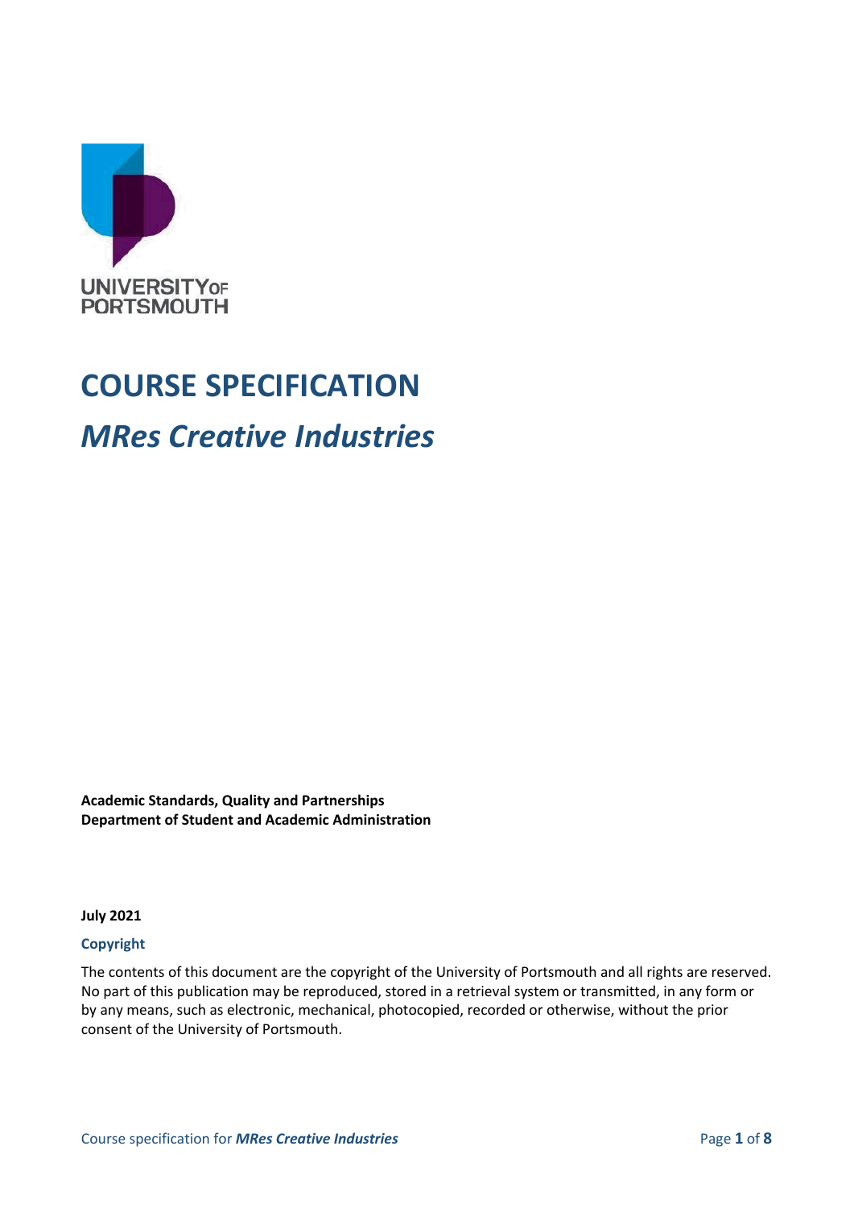# COURSE SPECIFICATION

## *MRes Creative Industries*

**Academic Standards, Quality and Partnerships**
**Department of Student and Academic Administration**

**July 2021**

### Copyright

The contents of this document are the copyright of the University of Portsmouth and all rights are reserved. No part of this publication may be reproduced, stored in a retrieval system or transmitted, in any form or by any means, such as electronic, mechanical, photocopied, recorded or otherwise, without the prior consent of the University of Portsmouth.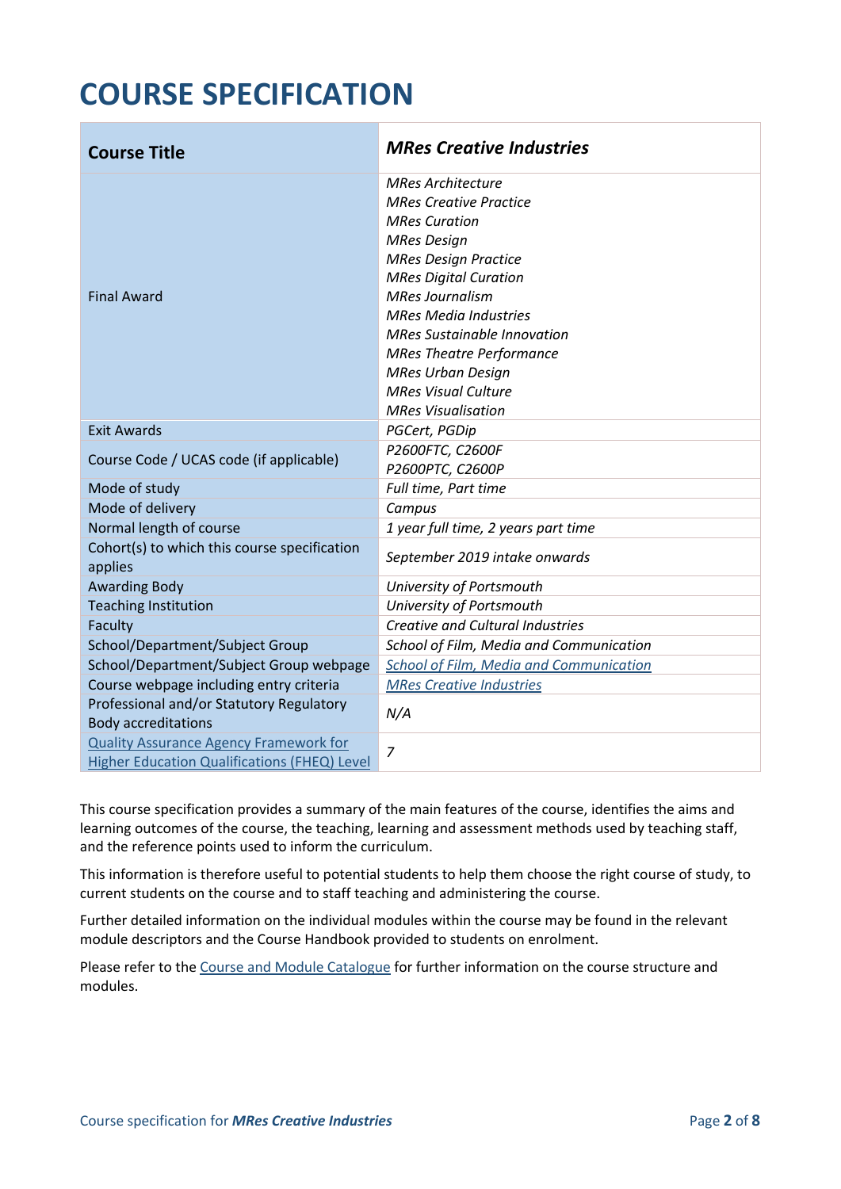# COURSE SPECIFICATION

| **Course Title** | ***MRes Creative Industries*** |
|---|---|
| Final Award | *MRes Architecture*<br>*MRes Creative Practice*<br>*MRes Curation*<br>*MRes Design*<br>*MRes Design Practice*<br>*MRes Digital Curation*<br>*MRes Journalism*<br>*MRes Media Industries*<br>*MRes Sustainable Innovation*<br>*MRes Theatre Performance*<br>*MRes Urban Design*<br>*MRes Visual Culture*<br>*MRes Visualisation* |
| Exit Awards | *PGCert, PGDip* |
| Course Code / UCAS code (if applicable) | *P2600FTC, C2600F*<br>*P2600PTC, C2600P* |
| Mode of study | *Full time, Part time* |
| Mode of delivery | *Campus* |
| Normal length of course | *1 year full time, 2 years part time* |
| Cohort(s) to which this course specification applies | *September 2019 intake onwards* |
| Awarding Body | *University of Portsmouth* |
| Teaching Institution | *University of Portsmouth* |
| Faculty | *Creative and Cultural Industries* |
| School/Department/Subject Group | *School of Film, Media and Communication* |
| School/Department/Subject Group webpage | *School of Film, Media and Communication* |
| Course webpage including entry criteria | *MRes Creative Industries* |
| Professional and/or Statutory Regulatory Body accreditations | *N/A* |
| Quality Assurance Agency Framework for Higher Education Qualifications (FHEQ) Level | *7* |

This course specification provides a summary of the main features of the course, identifies the aims and learning outcomes of the course, the teaching, learning and assessment methods used by teaching staff, and the reference points used to inform the curriculum.

This information is therefore useful to potential students to help them choose the right course of study, to current students on the course and to staff teaching and administering the course.

Further detailed information on the individual modules within the course may be found in the relevant module descriptors and the Course Handbook provided to students on enrolment.

Please refer to the Course and Module Catalogue for further information on the course structure and modules.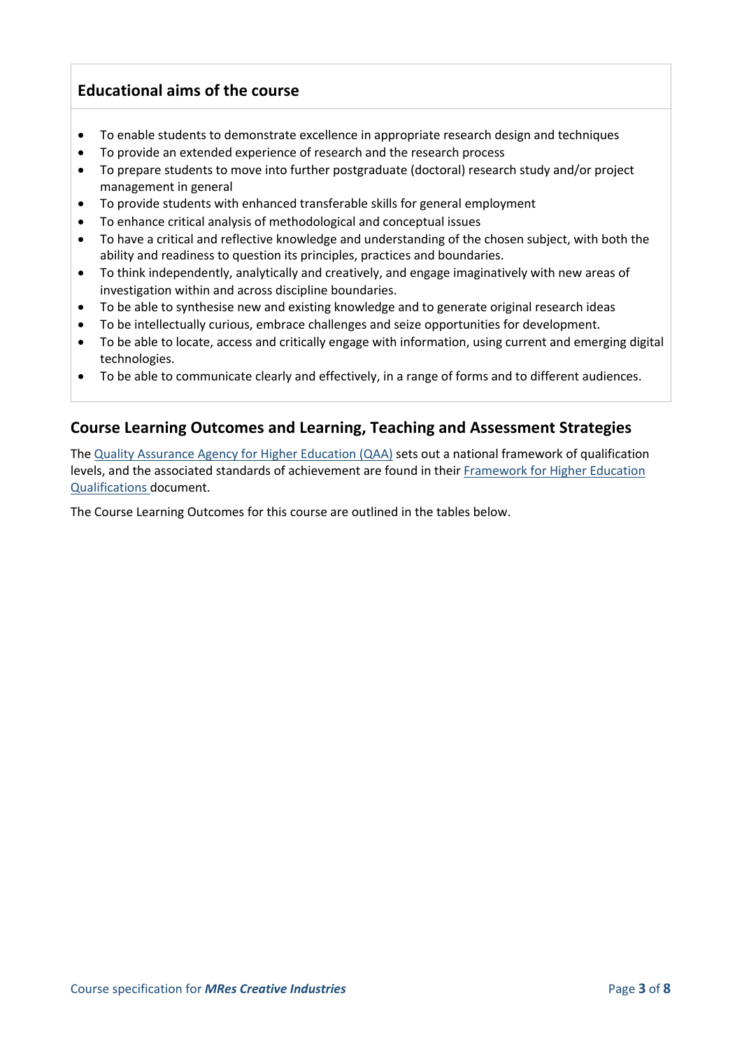## Educational aims of the course

- To enable students to demonstrate excellence in appropriate research design and techniques
- To provide an extended experience of research and the research process
- To prepare students to move into further postgraduate (doctoral) research study and/or project management in general
- To provide students with enhanced transferable skills for general employment
- To enhance critical analysis of methodological and conceptual issues
- To have a critical and reflective knowledge and understanding of the chosen subject, with both the ability and readiness to question its principles, practices and boundaries.
- To think independently, analytically and creatively, and engage imaginatively with new areas of investigation within and across discipline boundaries.
- To be able to synthesise new and existing knowledge and to generate original research ideas
- To be intellectually curious, embrace challenges and seize opportunities for development.
- To be able to locate, access and critically engage with information, using current and emerging digital technologies.
- To be able to communicate clearly and effectively, in a range of forms and to different audiences.

## Course Learning Outcomes and Learning, Teaching and Assessment Strategies

The Quality Assurance Agency for Higher Education (QAA) sets out a national framework of qualification levels, and the associated standards of achievement are found in their Framework for Higher Education Qualifications document.

The Course Learning Outcomes for this course are outlined in the tables below.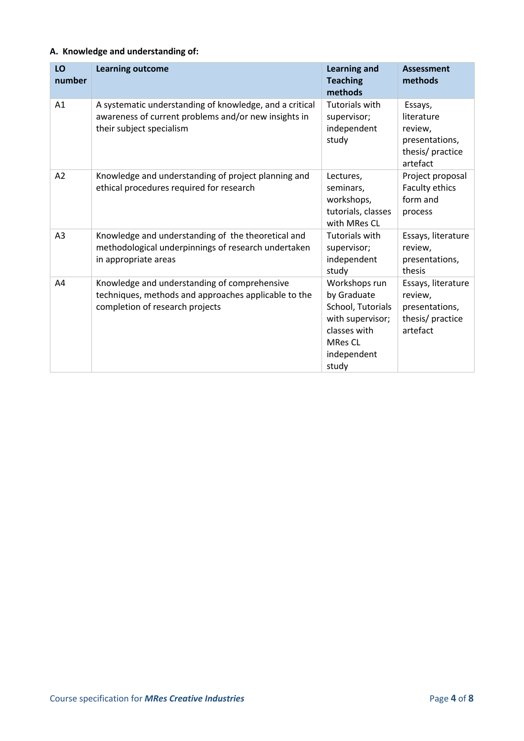### A. Knowledge and understanding of:

| LO number | Learning outcome | Learning and Teaching methods | Assessment methods |
|---|---|---|---|
| A1 | A systematic understanding of knowledge, and a critical awareness of current problems and/or new insights in their subject specialism | Tutorials with supervisor; independent study | Essays, literature review, presentations, thesis/ practice artefact |
| A2 | Knowledge and understanding of project planning and ethical procedures required for research | Lectures, seminars, workshops, tutorials, classes with MRes CL | Project proposal Faculty ethics form and process |
| A3 | Knowledge and understanding of the theoretical and methodological underpinnings of research undertaken in appropriate areas | Tutorials with supervisor; independent study | Essays, literature review, presentations, thesis |
| A4 | Knowledge and understanding of comprehensive techniques, methods and approaches applicable to the completion of research projects | Workshops run by Graduate School, Tutorials with supervisor; classes with MRes CL independent study | Essays, literature review, presentations, thesis/ practice artefact |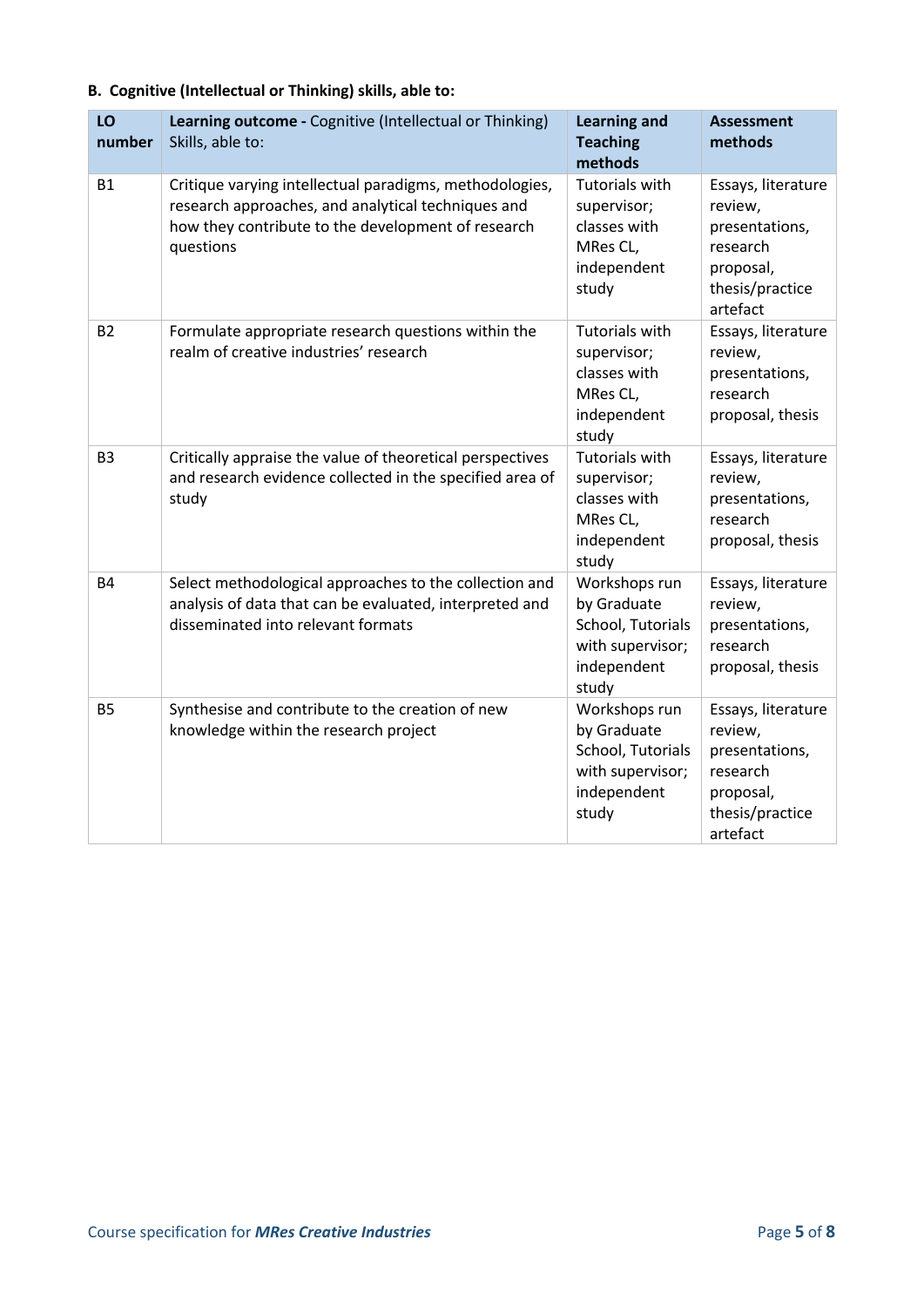**B. Cognitive (Intellectual or Thinking) skills, able to:**

| LO number | **Learning outcome -** Cognitive (Intellectual or Thinking) Skills, able to: | Learning and Teaching methods | Assessment methods |
|---|---|---|---|
| B1 | Critique varying intellectual paradigms, methodologies, research approaches, and analytical techniques and how they contribute to the development of research questions | Tutorials with supervisor; classes with MRes CL, independent study | Essays, literature review, presentations, research proposal, thesis/practice artefact |
| B2 | Formulate appropriate research questions within the realm of creative industries' research | Tutorials with supervisor; classes with MRes CL, independent study | Essays, literature review, presentations, research proposal, thesis |
| B3 | Critically appraise the value of theoretical perspectives and research evidence collected in the specified area of study | Tutorials with supervisor; classes with MRes CL, independent study | Essays, literature review, presentations, research proposal, thesis |
| B4 | Select methodological approaches to the collection and analysis of data that can be evaluated, interpreted and disseminated into relevant formats | Workshops run by Graduate School, Tutorials with supervisor; independent study | Essays, literature review, presentations, research proposal, thesis |
| B5 | Synthesise and contribute to the creation of new knowledge within the research project | Workshops run by Graduate School, Tutorials with supervisor; independent study | Essays, literature review, presentations, research proposal, thesis/practice artefact |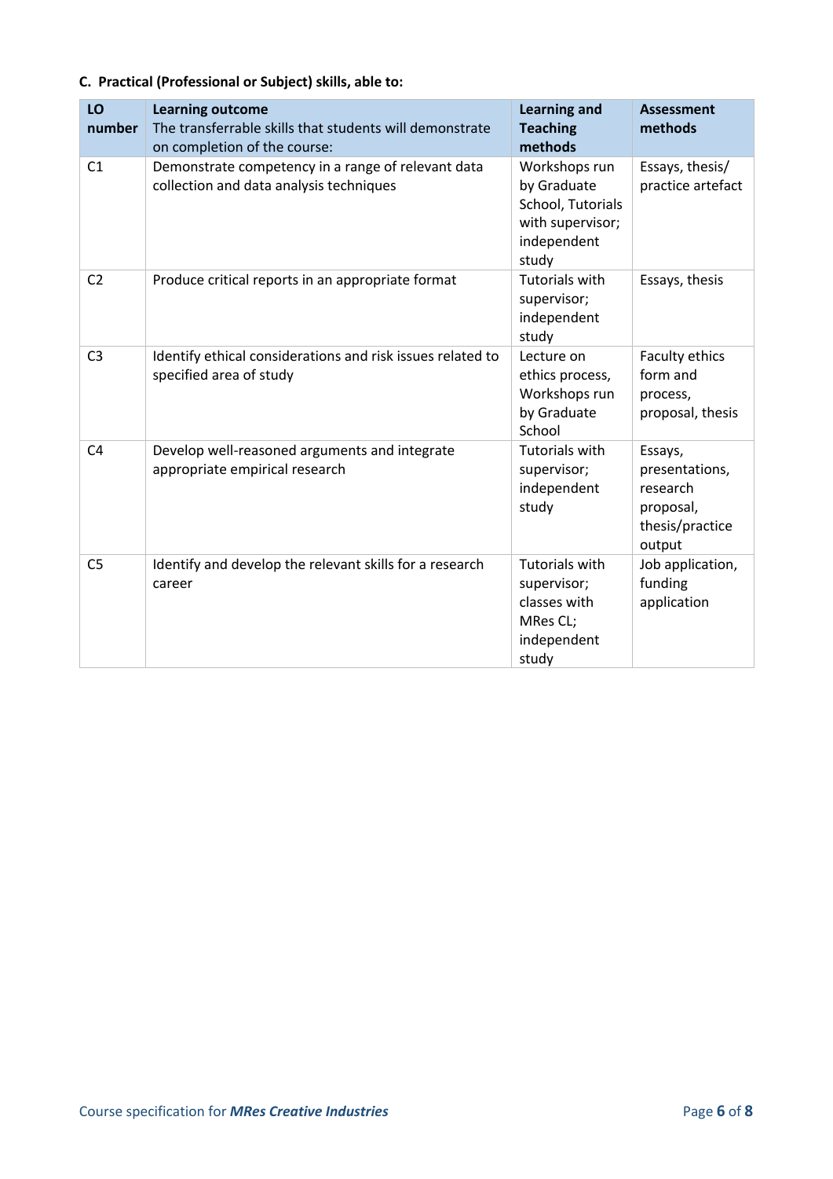**C. Practical (Professional or Subject) skills, able to:**

| LO number | Learning outcome<br>The transferrable skills that students will demonstrate on completion of the course: | Learning and Teaching methods | Assessment methods |
|---|---|---|---|
| C1 | Demonstrate competency in a range of relevant data collection and data analysis techniques | Workshops run by Graduate School, Tutorials with supervisor; independent study | Essays, thesis/ practice artefact |
| C2 | Produce critical reports in an appropriate format | Tutorials with supervisor; independent study | Essays, thesis |
| C3 | Identify ethical considerations and risk issues related to specified area of study | Lecture on ethics process, Workshops run by Graduate School | Faculty ethics form and process, proposal, thesis |
| C4 | Develop well-reasoned arguments and integrate appropriate empirical research | Tutorials with supervisor; independent study | Essays, presentations, research proposal, thesis/practice output |
| C5 | Identify and develop the relevant skills for a research career | Tutorials with supervisor; classes with MRes CL; independent study | Job application, funding application |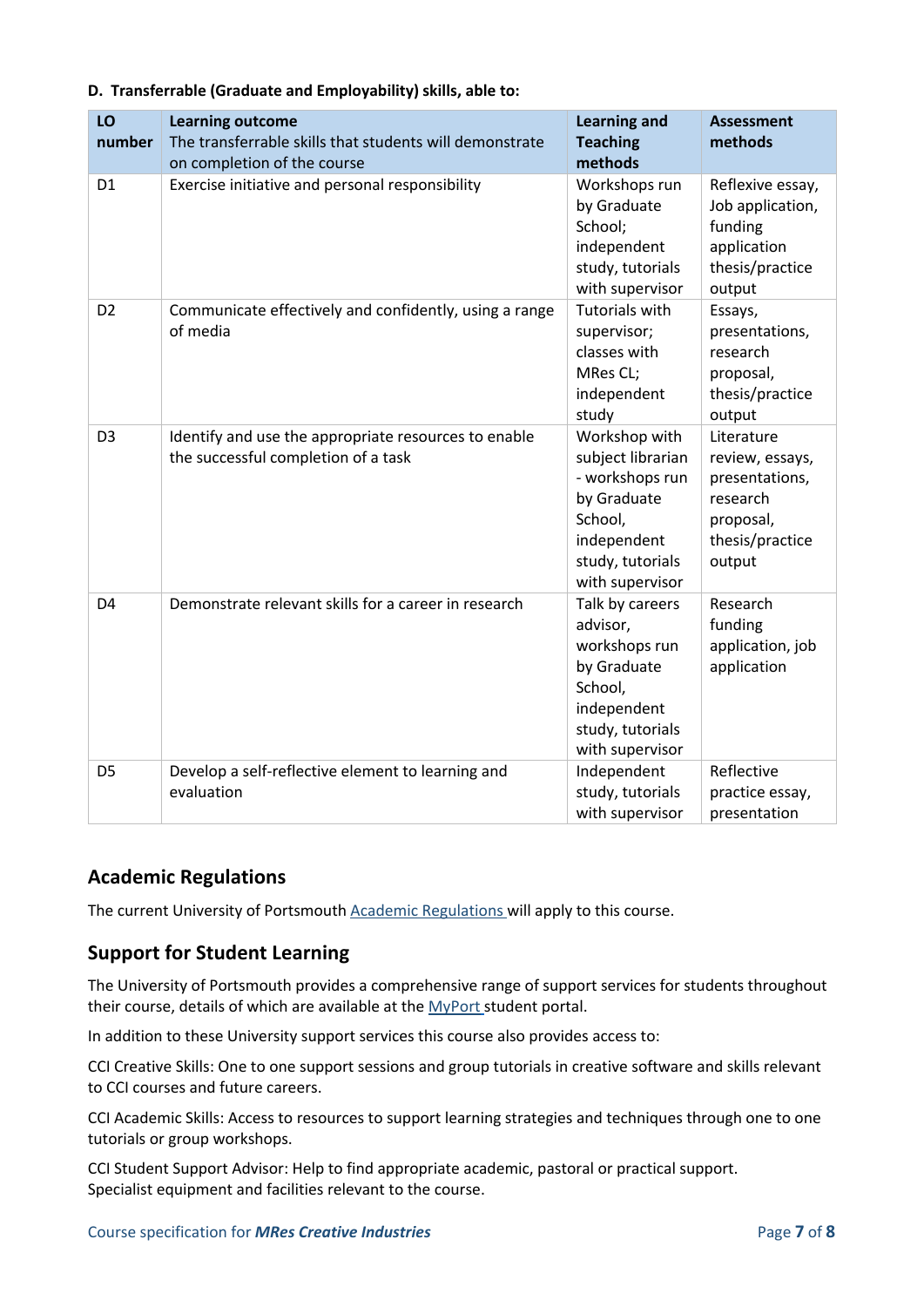**D. Transferrable (Graduate and Employability) skills, able to:**

| LO number | Learning outcome<br>The transferrable skills that students will demonstrate on completion of the course | Learning and Teaching methods | Assessment methods |
|---|---|---|---|
| D1 | Exercise initiative and personal responsibility | Workshops run by Graduate School; independent study, tutorials with supervisor | Reflexive essay, Job application, funding application thesis/practice output |
| D2 | Communicate effectively and confidently, using a range of media | Tutorials with supervisor; classes with MRes CL; independent study | Essays, presentations, research proposal, thesis/practice output |
| D3 | Identify and use the appropriate resources to enable the successful completion of a task | Workshop with subject librarian - workshops run by Graduate School, independent study, tutorials with supervisor | Literature review, essays, presentations, research proposal, thesis/practice output |
| D4 | Demonstrate relevant skills for a career in research | Talk by careers advisor, workshops run by Graduate School, independent study, tutorials with supervisor | Research funding application, job application |
| D5 | Develop a self-reflective element to learning and evaluation | Independent study, tutorials with supervisor | Reflective practice essay, presentation |

## Academic Regulations

The current University of Portsmouth Academic Regulations will apply to this course.

## Support for Student Learning

The University of Portsmouth provides a comprehensive range of support services for students throughout their course, details of which are available at the MyPort student portal.

In addition to these University support services this course also provides access to:

CCI Creative Skills: One to one support sessions and group tutorials in creative software and skills relevant to CCI courses and future careers.

CCI Academic Skills: Access to resources to support learning strategies and techniques through one to one tutorials or group workshops.

CCI Student Support Advisor: Help to find appropriate academic, pastoral or practical support.
Specialist equipment and facilities relevant to the course.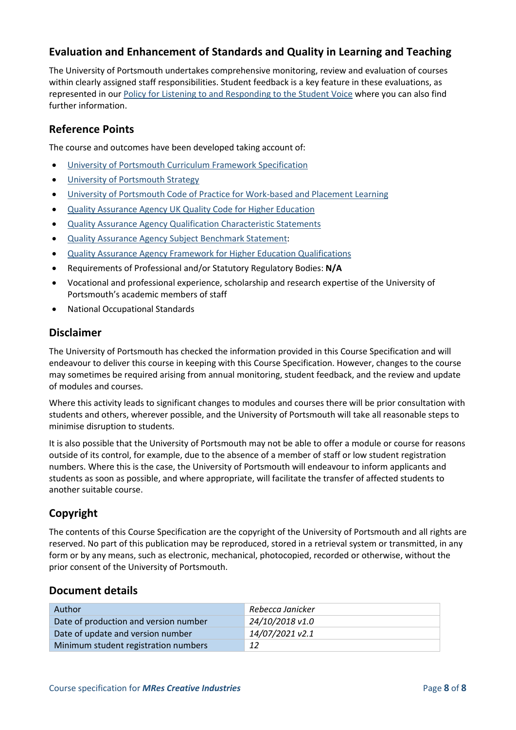## Evaluation and Enhancement of Standards and Quality in Learning and Teaching

The University of Portsmouth undertakes comprehensive monitoring, review and evaluation of courses within clearly assigned staff responsibilities. Student feedback is a key feature in these evaluations, as represented in our Policy for Listening to and Responding to the Student Voice where you can also find further information.

## Reference Points

The course and outcomes have been developed taking account of:

- University of Portsmouth Curriculum Framework Specification
- University of Portsmouth Strategy
- University of Portsmouth Code of Practice for Work-based and Placement Learning
- Quality Assurance Agency UK Quality Code for Higher Education
- Quality Assurance Agency Qualification Characteristic Statements
- Quality Assurance Agency Subject Benchmark Statement:
- Quality Assurance Agency Framework for Higher Education Qualifications
- Requirements of Professional and/or Statutory Regulatory Bodies: **N/A**
- Vocational and professional experience, scholarship and research expertise of the University of Portsmouth's academic members of staff
- National Occupational Standards

## Disclaimer

The University of Portsmouth has checked the information provided in this Course Specification and will endeavour to deliver this course in keeping with this Course Specification. However, changes to the course may sometimes be required arising from annual monitoring, student feedback, and the review and update of modules and courses.

Where this activity leads to significant changes to modules and courses there will be prior consultation with students and others, wherever possible, and the University of Portsmouth will take all reasonable steps to minimise disruption to students.

It is also possible that the University of Portsmouth may not be able to offer a module or course for reasons outside of its control, for example, due to the absence of a member of staff or low student registration numbers. Where this is the case, the University of Portsmouth will endeavour to inform applicants and students as soon as possible, and where appropriate, will facilitate the transfer of affected students to another suitable course.

## Copyright

The contents of this Course Specification are the copyright of the University of Portsmouth and all rights are reserved. No part of this publication may be reproduced, stored in a retrieval system or transmitted, in any form or by any means, such as electronic, mechanical, photocopied, recorded or otherwise, without the prior consent of the University of Portsmouth.

## Document details

| | |
|---|---|
| Author | *Rebecca Janicker* |
| Date of production and version number | *24/10/2018 v1.0* |
| Date of update and version number | *14/07/2021 v2.1* |
| Minimum student registration numbers | *12* |